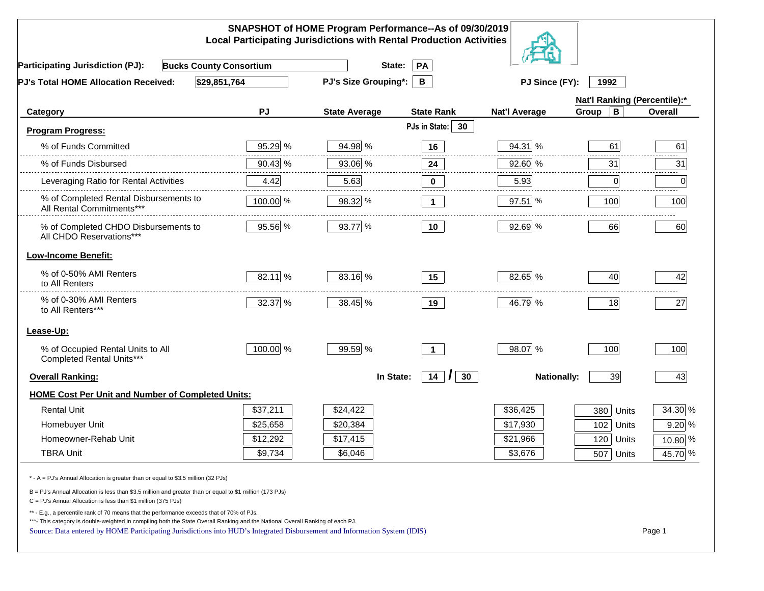# SNAPSHOT of HOME Program Performance--As of 09/30/2019
## Local Participating Jurisdictions with Rental Production Activities

**Participating Jurisdiction (PJ):** Bucks County Consortium **State:** PA

**PJ's Total HOME Allocation Received:** $29,851,764 **PJ's Size Grouping*:** B **PJ Since (FY):** 1992

| Category | PJ | State Average | State Rank | Nat'l Average | Nat'l Ranking (Percentile):* Group B | Overall |
|---|---|---|---|---|---|---|
| **Program Progress:** | | | PJs in State: 30 | | | |
| % of Funds Committed | 95.29 % | 94.98 % | 16 | 94.31 % | 61 | 61 |
| % of Funds Disbursed | 90.43 % | 93.06 % | 24 | 92.60 % | 31 | 31 |
| Leveraging Ratio for Rental Activities | 4.42 | 5.63 | 0 | 5.93 | 0 | 0 |
| % of Completed Rental Disbursements to All Rental Commitments*** | 100.00 % | 98.32 % | 1 | 97.51 % | 100 | 100 |
| % of Completed CHDO Disbursements to All CHDO Reservations*** | 95.56 % | 93.77 % | 10 | 92.69 % | 66 | 60 |
| **Low-Income Benefit:** | | | | | | |
| % of 0-50% AMI Renters to All Renters | 82.11 % | 83.16 % | 15 | 82.65 % | 40 | 42 |
| % of 0-30% AMI Renters to All Renters*** | 32.37 % | 38.45 % | 19 | 46.79 % | 18 | 27 |
| **Lease-Up:** | | | | | | |
| % of Occupied Rental Units to All Completed Rental Units*** | 100.00 % | 99.59 % | 1 | 98.07 % | 100 | 100 |
| **Overall Ranking:** | | In State: | 14 / 30 | Nationally: | 39 | 43 |

**HOME Cost Per Unit and Number of Completed Units:**

| Category | PJ | State Average | Nat'l Average | Units | % |
|---|---|---|---|---|---|
| Rental Unit | $37,211 | $24,422 | $36,425 | 380 Units | 34.30 % |
| Homebuyer Unit | $25,658 | $20,384 | $17,930 | 102 Units | 9.20 % |
| Homeowner-Rehab Unit | $12,292 | $17,415 | $21,966 | 120 Units | 10.80 % |
| TBRA Unit | $9,734 | $6,046 | $3,676 | 507 Units | 45.70 % |

\* - A = PJ's Annual Allocation is greater than or equal to $3.5 million (32 PJs)

B = PJ's Annual Allocation is less than $3.5 million and greater than or equal to $1 million (173 PJs)

C = PJ's Annual Allocation is less than $1 million (375 PJs)

** - E.g., a percentile rank of 70 means that the performance exceeds that of 70% of PJs.

***- This category is double-weighted in compiling both the State Overall Ranking and the National Overall Ranking of each PJ.

Source: Data entered by HOME Participating Jurisdictions into HUD's Integrated Disbursement and Information System (IDIS)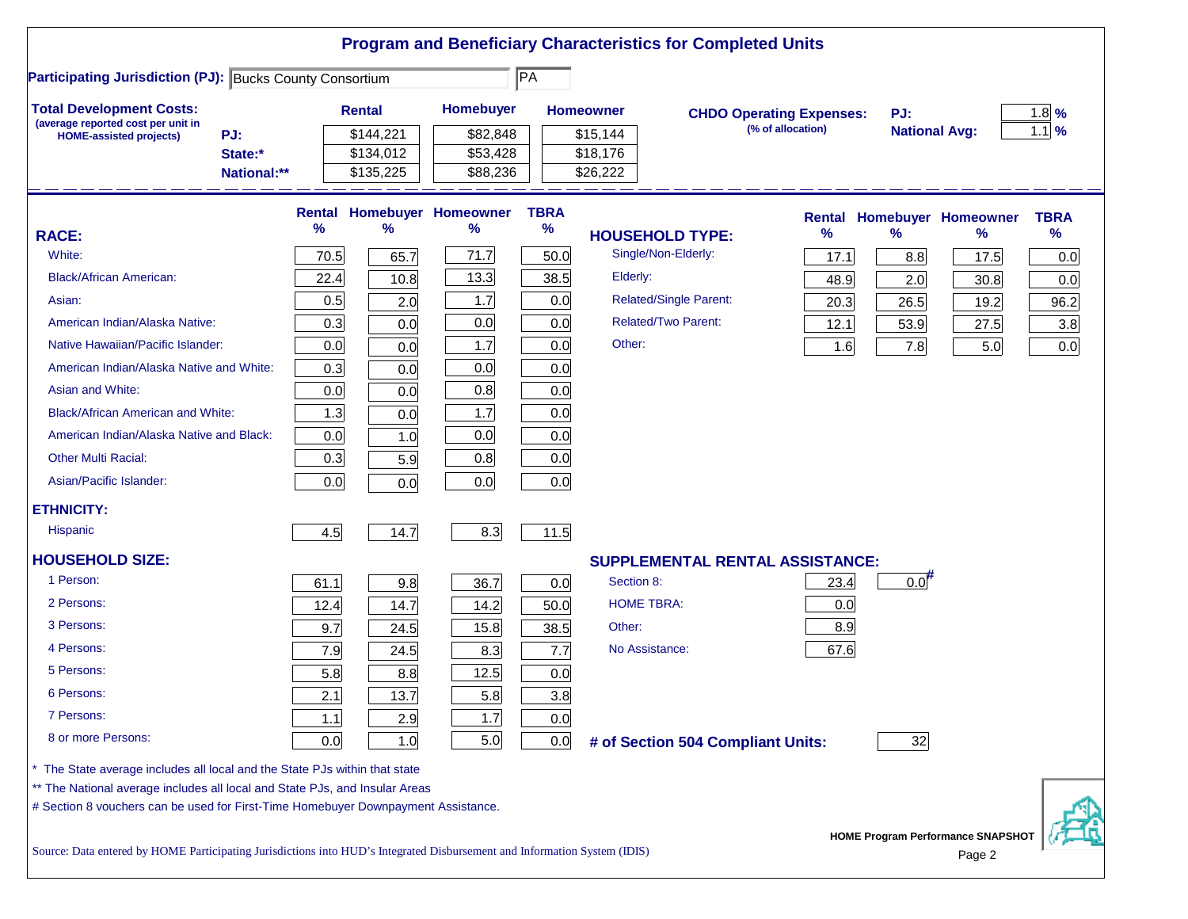# Program and Beneficiary Characteristics for Completed Units

**Participating Jurisdiction (PJ):** Bucks County Consortium | PA

**Total Development Costs:**
(average reported cost per unit in HOME-assisted projects)

| | Rental | Homebuyer | Homeowner |
|---|---|---|---|
| PJ: | $144,221 | $82,848 | $15,144 |
| State:* | $134,012 | $53,428 | $18,176 |
| National:** | $135,225 | $88,236 | $26,222 |

**CHDO Operating Expenses:** (% of allocation)

| | |
|---|---|
| PJ: | 1.8 % |
| National Avg: | 1.1 % |

| RACE: | Rental % | Homebuyer % | Homeowner % | TBRA % |
|---|---|---|---|---|
| White: | 70.5 | 65.7 | 71.7 | 50.0 |
| Black/African American: | 22.4 | 10.8 | 13.3 | 38.5 |
| Asian: | 0.5 | 2.0 | 1.7 | 0.0 |
| American Indian/Alaska Native: | 0.3 | 0.0 | 0.0 | 0.0 |
| Native Hawaiian/Pacific Islander: | 0.0 | 0.0 | 1.7 | 0.0 |
| American Indian/Alaska Native and White: | 0.3 | 0.0 | 0.0 | 0.0 |
| Asian and White: | 0.0 | 0.0 | 0.8 | 0.0 |
| Black/African American and White: | 1.3 | 0.0 | 1.7 | 0.0 |
| American Indian/Alaska Native and Black: | 0.0 | 1.0 | 0.0 | 0.0 |
| Other Multi Racial: | 0.3 | 5.9 | 0.8 | 0.0 |
| Asian/Pacific Islander: | 0.0 | 0.0 | 0.0 | 0.0 |
| **ETHNICITY:** | | | | |
| Hispanic | 4.5 | 14.7 | 8.3 | 11.5 |
| **HOUSEHOLD SIZE:** | | | | |
| 1 Person: | 61.1 | 9.8 | 36.7 | 0.0 |
| 2 Persons: | 12.4 | 14.7 | 14.2 | 50.0 |
| 3 Persons: | 9.7 | 24.5 | 15.8 | 38.5 |
| 4 Persons: | 7.9 | 24.5 | 8.3 | 7.7 |
| 5 Persons: | 5.8 | 8.8 | 12.5 | 0.0 |
| 6 Persons: | 2.1 | 13.7 | 5.8 | 3.8 |
| 7 Persons: | 1.1 | 2.9 | 1.7 | 0.0 |
| 8 or more Persons: | 0.0 | 1.0 | 5.0 | 0.0 |

| HOUSEHOLD TYPE: | Rental % | Homebuyer % | Homeowner % | TBRA % |
|---|---|---|---|---|
| Single/Non-Elderly: | 17.1 | 8.8 | 17.5 | 0.0 |
| Elderly: | 48.9 | 2.0 | 30.8 | 0.0 |
| Related/Single Parent: | 20.3 | 26.5 | 19.2 | 96.2 |
| Related/Two Parent: | 12.1 | 53.9 | 27.5 | 3.8 |
| Other: | 1.6 | 7.8 | 5.0 | 0.0 |

| SUPPLEMENTAL RENTAL ASSISTANCE: | Rental | Homebuyer |
|---|---|---|
| Section 8: | 23.4 | 0.0# |
| HOME TBRA: | 0.0 | |
| Other: | 8.9 | |
| No Assistance: | 67.6 | |

**# of Section 504 Compliant Units:** 32

\* The State average includes all local and the State PJs within that state

\** The National average includes all local and State PJs, and Insular Areas

\# Section 8 vouchers can be used for First-Time Homebuyer Downpayment Assistance.

Source: Data entered by HOME Participating Jurisdictions into HUD's Integrated Disbursement and Information System (IDIS)

HOME Program Performance SNAPSHOT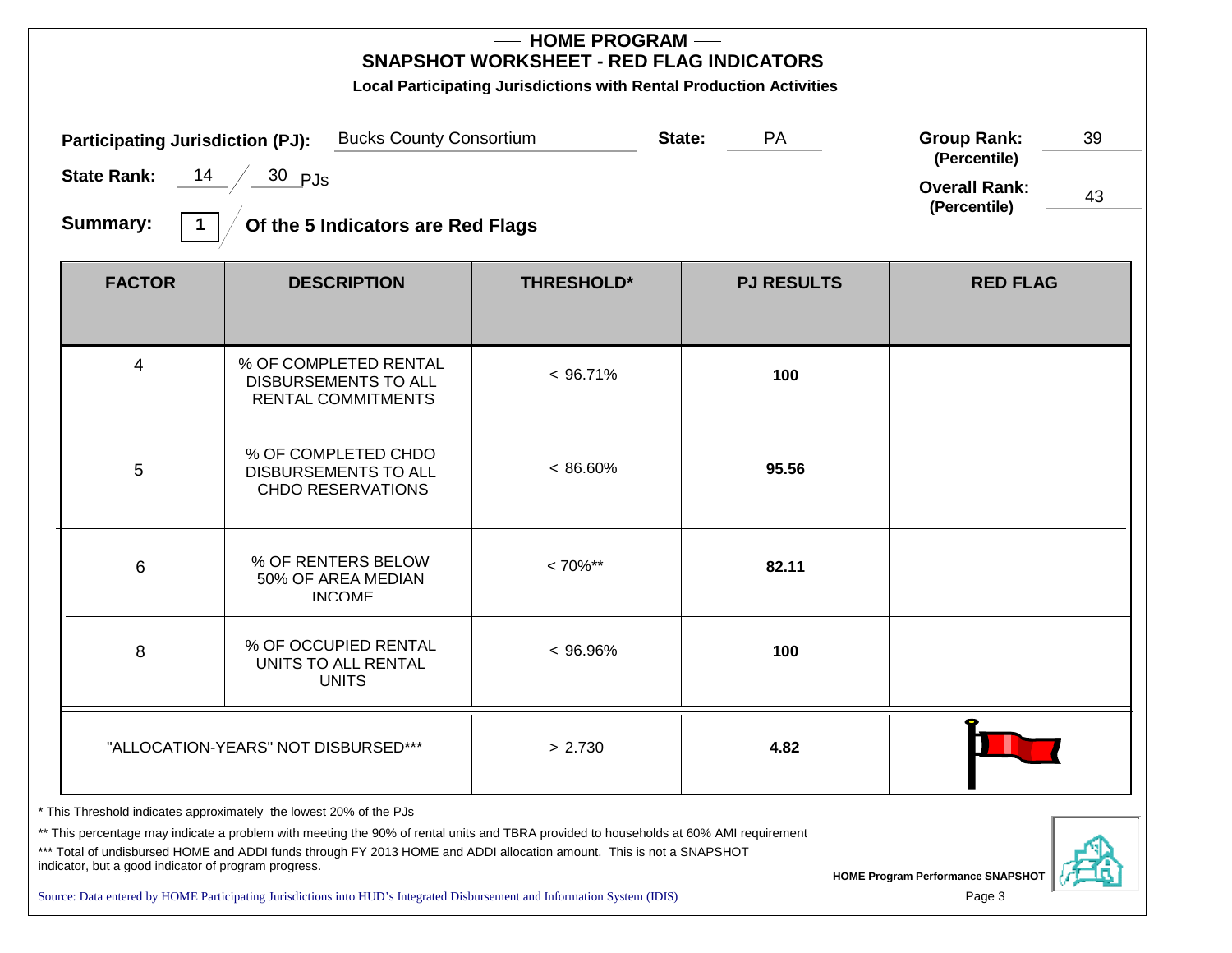# HOME PROGRAM

## SNAPSHOT WORKSHEET - RED FLAG INDICATORS

**Local Participating Jurisdictions with Rental Production Activities**

**Participating Jurisdiction (PJ):** Bucks County Consortium **State:** PA **Group Rank:** 39 **(Percentile)**

**State Rank:** 14 / 30 PJs **Overall Rank:** 43 **(Percentile)**

**Summary:** 1 **Of the 5 Indicators are Red Flags**

| FACTOR | DESCRIPTION | THRESHOLD* | PJ RESULTS | RED FLAG |
|---|---|---|---|---|
| 4 | % OF COMPLETED RENTAL DISBURSEMENTS TO ALL RENTAL COMMITMENTS | < 96.71% | **100** | |
| 5 | % OF COMPLETED CHDO DISBURSEMENTS TO ALL CHDO RESERVATIONS | < 86.60% | **95.56** | |
| 6 | % OF RENTERS BELOW 50% OF AREA MEDIAN INCOME | < 70%** | **82.11** | |
| 8 | % OF OCCUPIED RENTAL UNITS TO ALL RENTAL UNITS | < 96.96% | **100** | |
| "ALLOCATION-YEARS" NOT DISBURSED*** | | > 2.730 | **4.82** | RED FLAG |

* This Threshold indicates approximately the lowest 20% of the PJs

** This percentage may indicate a problem with meeting the 90% of rental units and TBRA provided to households at 60% AMI requirement

*** Total of undisbursed HOME and ADDI funds through FY 2013 HOME and ADDI allocation amount. This is not a SNAPSHOT indicator, but a good indicator of program progress.

Source: Data entered by HOME Participating Jurisdictions into HUD's Integrated Disbursement and Information System (IDIS)